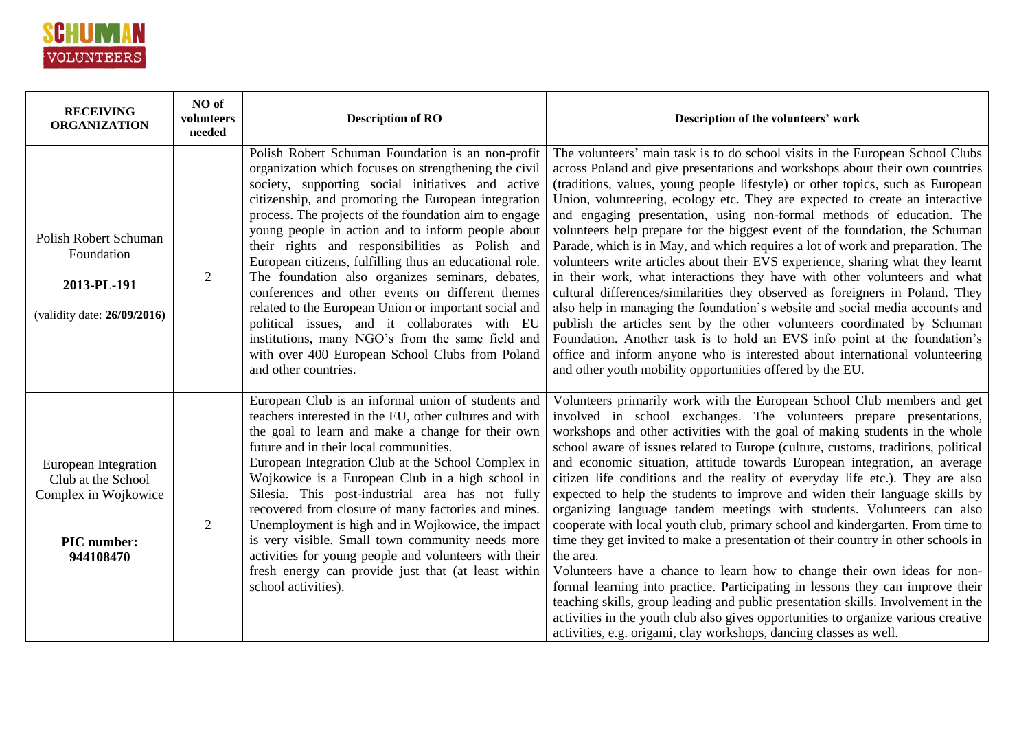| RECEIVING ORGANIZATION | NO of volunteers needed | Description of RO | Description of the volunteers' work |
|---|---|---|---|
| Polish Robert Schuman Foundation<br><br>**2013-PL-191**<br><br>(validity date: **26/09/2016**) | 2 | Polish Robert Schuman Foundation is an non-profit organization which focuses on strengthening the civil society, supporting social initiatives and active citizenship, and promoting the European integration process. The projects of the foundation aim to engage young people in action and to inform people about their rights and responsibilities as Polish and European citizens, fulfilling thus an educational role. The foundation also organizes seminars, debates, conferences and other events on different themes related to the European Union or important social and political issues, and it collaborates with EU institutions, many NGO's from the same field and with over 400 European School Clubs from Poland and other countries. | The volunteers' main task is to do school visits in the European School Clubs across Poland and give presentations and workshops about their own countries (traditions, values, young people lifestyle) or other topics, such as European Union, volunteering, ecology etc. They are expected to create an interactive and engaging presentation, using non-formal methods of education. The volunteers help prepare for the biggest event of the foundation, the Schuman Parade, which is in May, and which requires a lot of work and preparation. The volunteers write articles about their EVS experience, sharing what they learnt in their work, what interactions they have with other volunteers and what cultural differences/similarities they observed as foreigners in Poland. They also help in managing the foundation's website and social media accounts and publish the articles sent by the other volunteers coordinated by Schuman Foundation. Another task is to hold an EVS info point at the foundation's office and inform anyone who is interested about international volunteering and other youth mobility opportunities offered by the EU. |
| European Integration Club at the School Complex in Wojkowice<br><br>**PIC number: 944108470** | 2 | European Club is an informal union of students and teachers interested in the EU, other cultures and with the goal to learn and make a change for their own future and in their local communities.<br>European Integration Club at the School Complex in Wojkowice is a European Club in a high school in Silesia. This post-industrial area has not fully recovered from closure of many factories and mines. Unemployment is high and in Wojkowice, the impact is very visible. Small town community needs more activities for young people and volunteers with their fresh energy can provide just that (at least within school activities). | Volunteers primarily work with the European School Club members and get involved in school exchanges. The volunteers prepare presentations, workshops and other activities with the goal of making students in the whole school aware of issues related to Europe (culture, customs, traditions, political and economic situation, attitude towards European integration, an average citizen life conditions and the reality of everyday life etc.). They are also expected to help the students to improve and widen their language skills by organizing language tandem meetings with students. Volunteers can also cooperate with local youth club, primary school and kindergarten. From time to time they get invited to make a presentation of their country in other schools in the area.<br>Volunteers have a chance to learn how to change their own ideas for non-formal learning into practice. Participating in lessons they can improve their teaching skills, group leading and public presentation skills. Involvement in the activities in the youth club also gives opportunities to organize various creative activities, e.g. origami, clay workshops, dancing classes as well. |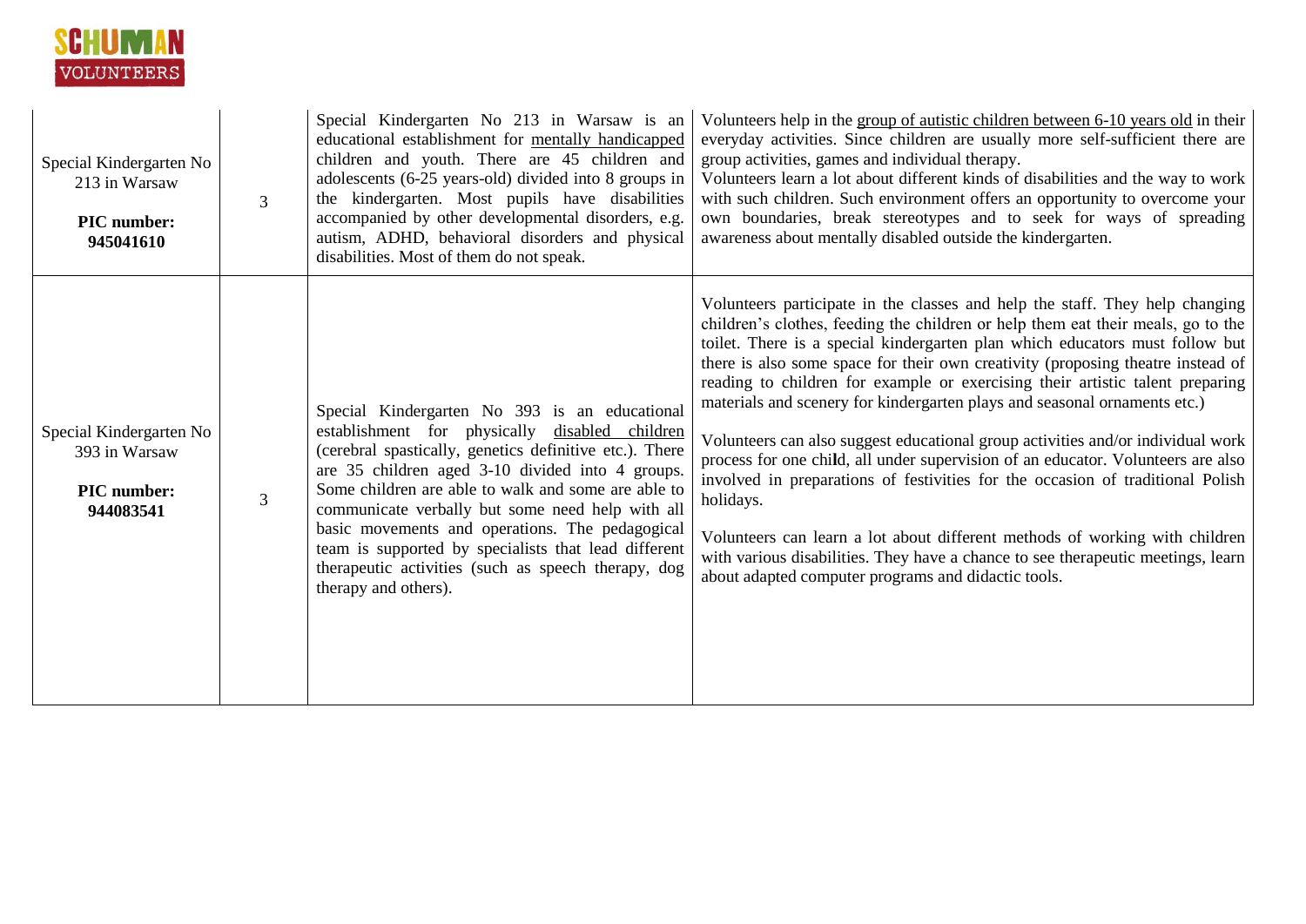| | | | |
|---|---|---|---|
| Special Kindergarten No 213 in Warsaw<br><br>**PIC number: 945041610** | 3 | Special Kindergarten No 213 in Warsaw is an educational establishment for mentally handicapped children and youth. There are 45 children and adolescents (6-25 years-old) divided into 8 groups in the kindergarten. Most pupils have disabilities accompanied by other developmental disorders, e.g. autism, ADHD, behavioral disorders and physical disabilities. Most of them do not speak. | Volunteers help in the group of autistic children between 6-10 years old in their everyday activities. Since children are usually more self-sufficient there are group activities, games and individual therapy.<br>Volunteers learn a lot about different kinds of disabilities and the way to work with such children. Such environment offers an opportunity to overcome your own boundaries, break stereotypes and to seek for ways of spreading awareness about mentally disabled outside the kindergarten. |
| Special Kindergarten No 393 in Warsaw<br><br>**PIC number: 944083541** | 3 | Special Kindergarten No 393 is an educational establishment for physically disabled children (cerebral spastically, genetics definitive etc.). There are 35 children aged 3-10 divided into 4 groups. Some children are able to walk and some are able to communicate verbally but some need help with all basic movements and operations. The pedagogical team is supported by specialists that lead different therapeutic activities (such as speech therapy, dog therapy and others). | Volunteers participate in the classes and help the staff. They help changing children's clothes, feeding the children or help them eat their meals, go to the toilet. There is a special kindergarten plan which educators must follow but there is also some space for their own creativity (proposing theatre instead of reading to children for example or exercising their artistic talent preparing materials and scenery for kindergarten plays and seasonal ornaments etc.)<br><br>Volunteers can also suggest educational group activities and/or individual work process for one child, all under supervision of an educator. Volunteers are also involved in preparations of festivities for the occasion of traditional Polish holidays.<br><br>Volunteers can learn a lot about different methods of working with children with various disabilities. They have a chance to see therapeutic meetings, learn about adapted computer programs and didactic tools. |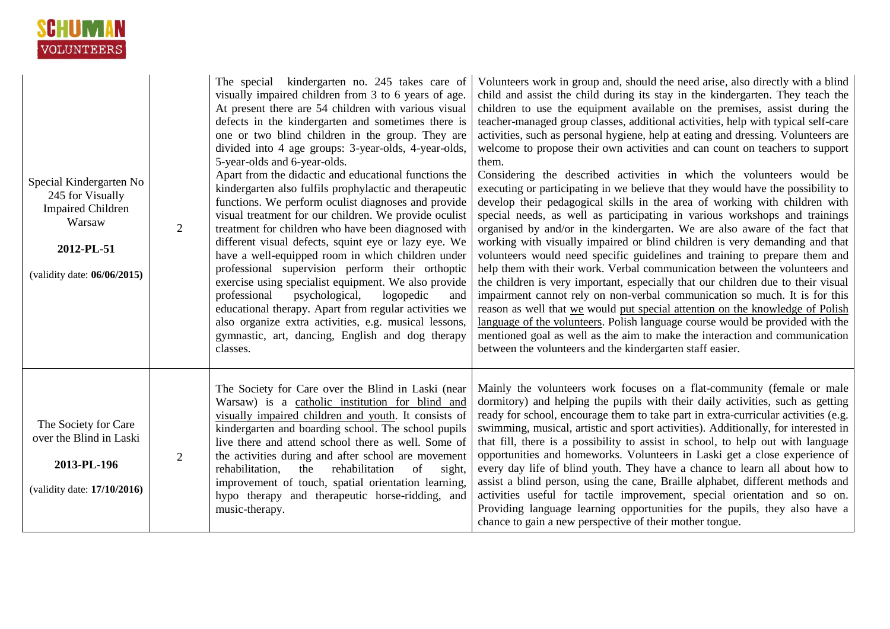| | | | |
|---|---|---|---|
| Special Kindergarten No 245 for Visually Impaired Children Warsaw<br><br>**2012-PL-51**<br><br>(validity date: **06/06/2015**) | 2 | The special kindergarten no. 245 takes care of visually impaired children from 3 to 6 years of age. At present there are 54 children with various visual defects in the kindergarten and sometimes there is one or two blind children in the group. They are divided into 4 age groups: 3-year-olds, 4-year-olds, 5-year-olds and 6-year-olds.<br>Apart from the didactic and educational functions the kindergarten also fulfils prophylactic and therapeutic functions. We perform oculist diagnoses and provide visual treatment for our children. We provide oculist treatment for children who have been diagnosed with different visual defects, squint eye or lazy eye. We have a well-equipped room in which children under professional supervision perform their orthoptic exercise using specialist equipment. We also provide professional psychological, logopedic and educational therapy. Apart from regular activities we also organize extra activities, e.g. musical lessons, gymnastic, art, dancing, English and dog therapy classes. | Volunteers work in group and, should the need arise, also directly with a blind child and assist the child during its stay in the kindergarten. They teach the children to use the equipment available on the premises, assist during the teacher-managed group classes, additional activities, help with typical self-care activities, such as personal hygiene, help at eating and dressing. Volunteers are welcome to propose their own activities and can count on teachers to support them.<br>Considering the described activities in which the volunteers would be executing or participating in we believe that they would have the possibility to develop their pedagogical skills in the area of working with children with special needs, as well as participating in various workshops and trainings organised by and/or in the kindergarten. We are also aware of the fact that working with visually impaired or blind children is very demanding and that volunteers would need specific guidelines and training to prepare them and help them with their work. Verbal communication between the volunteers and the children is very important, especially that our children due to their visual impairment cannot rely on non-verbal communication so much. It is for this reason as well that <u>we</u> would <u>put special attention on the knowledge of Polish language of the volunteers</u>. Polish language course would be provided with the mentioned goal as well as the aim to make the interaction and communication between the volunteers and the kindergarten staff easier. |
| The Society for Care over the Blind in Laski<br><br>**2013-PL-196**<br><br>(validity date: **17/10/2016**) | 2 | The Society for Care over the Blind in Laski (near Warsaw) is a <u>catholic institution for blind and visually impaired children and youth</u>. It consists of kindergarten and boarding school. The school pupils live there and attend school there as well. Some of the activities during and after school are movement rehabilitation, the rehabilitation of sight, improvement of touch, spatial orientation learning, hypo therapy and therapeutic horse-ridding, and music-therapy. | Mainly the volunteers work focuses on a flat-community (female or male dormitory) and helping the pupils with their daily activities, such as getting ready for school, encourage them to take part in extra-curricular activities (e.g. swimming, musical, artistic and sport activities). Additionally, for interested in that fill, there is a possibility to assist in school, to help out with language opportunities and homeworks. Volunteers in Laski get a close experience of every day life of blind youth. They have a chance to learn all about how to assist a blind person, using the cane, Braille alphabet, different methods and activities useful for tactile improvement, special orientation and so on. Providing language learning opportunities for the pupils, they also have a chance to gain a new perspective of their mother tongue. |